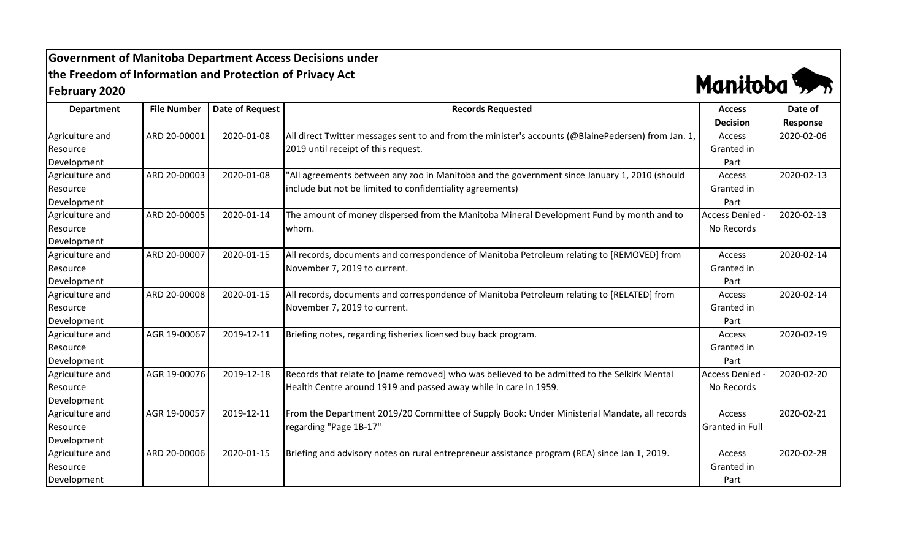# Government of Manitoba Department Access Decisions under the Freedom of Information and Protection of Privacy Act

## February 2020

| Department | File Number | Date of Request | Records Requested | Access Decision | Date of Response |
|---|---|---|---|---|---|
| Agriculture and Resource Development | ARD 20-00001 | 2020-01-08 | All direct Twitter messages sent to and from the minister's accounts (@BlainePedersen) from Jan. 1, 2019 until receipt of this request. | Access Granted in Part | 2020-02-06 |
| Agriculture and Resource Development | ARD 20-00003 | 2020-01-08 | "All agreements between any zoo in Manitoba and the government since January 1, 2010 (should include but not be limited to confidentiality agreements) | Access Granted in Part | 2020-02-13 |
| Agriculture and Resource Development | ARD 20-00005 | 2020-01-14 | The amount of money dispersed from the Manitoba Mineral Development Fund by month and to whom. | Access Denied - No Records | 2020-02-13 |
| Agriculture and Resource Development | ARD 20-00007 | 2020-01-15 | All records, documents and correspondence of Manitoba Petroleum relating to [REMOVED] from November 7, 2019 to current. | Access Granted in Part | 2020-02-14 |
| Agriculture and Resource Development | ARD 20-00008 | 2020-01-15 | All records, documents and correspondence of Manitoba Petroleum relating to [RELATED] from November 7, 2019 to current. | Access Granted in Part | 2020-02-14 |
| Agriculture and Resource Development | AGR 19-00067 | 2019-12-11 | Briefing notes, regarding fisheries licensed buy back program. | Access Granted in Part | 2020-02-19 |
| Agriculture and Resource Development | AGR 19-00076 | 2019-12-18 | Records that relate to [name removed] who was believed to be admitted to the Selkirk Mental Health Centre around 1919 and passed away while in care in 1959. | Access Denied - No Records | 2020-02-20 |
| Agriculture and Resource Development | AGR 19-00057 | 2019-12-11 | From the Department 2019/20 Committee of Supply Book: Under Ministerial Mandate, all records regarding "Page 1B-17" | Access Granted in Full | 2020-02-21 |
| Agriculture and Resource Development | ARD 20-00006 | 2020-01-15 | Briefing and advisory notes on rural entrepreneur assistance program (REA) since Jan 1, 2019. | Access Granted in Part | 2020-02-28 |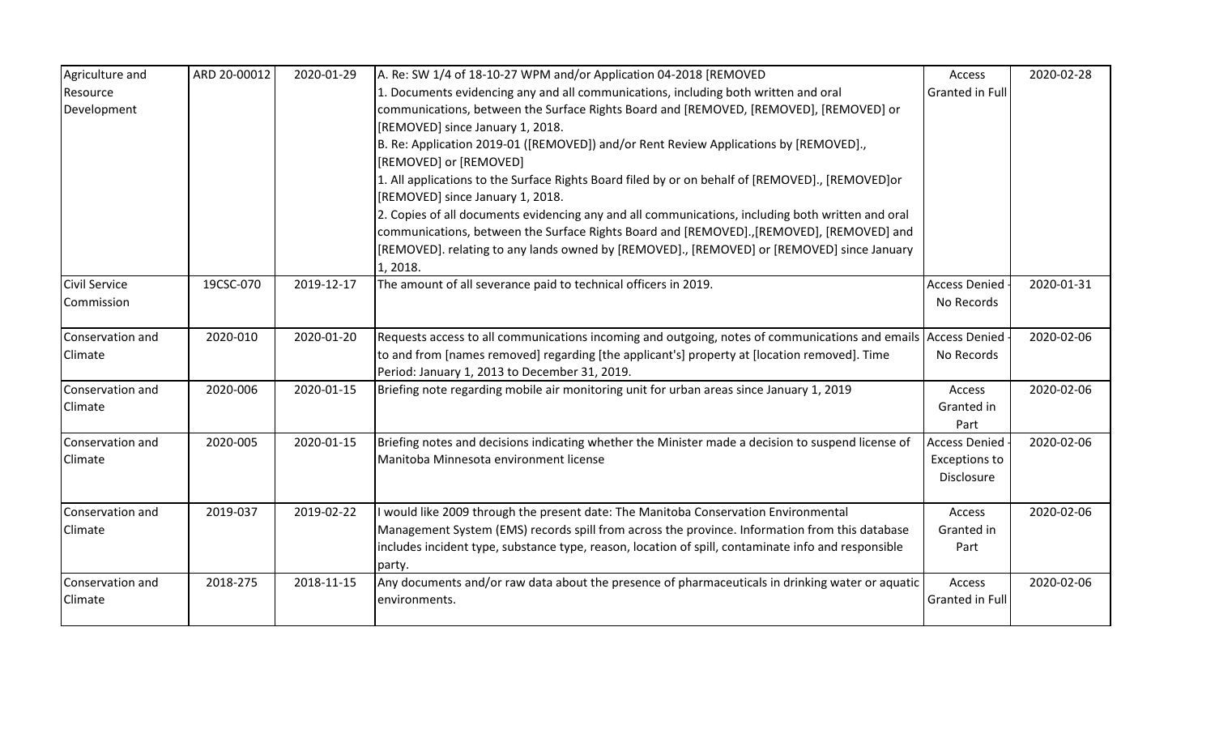| Agriculture and Resource Development | ARD 20-00012 | 2020-01-29 | A. Re: SW 1/4 of 18-10-27 WPM and/or Application 04-2018 [REMOVED<br>1. Documents evidencing any and all communications, including both written and oral communications, between the Surface Rights Board and [REMOVED, [REMOVED], [REMOVED] or [REMOVED] since January 1, 2018.<br>B. Re: Application 2019-01 ([REMOVED]) and/or Rent Review Applications by [REMOVED]., [REMOVED] or [REMOVED]<br>1. All applications to the Surface Rights Board filed by or on behalf of [REMOVED]., [REMOVED]or [REMOVED] since January 1, 2018.<br>2. Copies of all documents evidencing any and all communications, including both written and oral communications, between the Surface Rights Board and [REMOVED].,[REMOVED], [REMOVED] and [REMOVED]. relating to any lands owned by [REMOVED]., [REMOVED] or [REMOVED] since January 1, 2018. | Access Granted in Full | 2020-02-28 |
|---|---|---|---|---|---|
| Civil Service Commission | 19CSC-070 | 2019-12-17 | The amount of all severance paid to technical officers in 2019. | Access Denied - No Records | 2020-01-31 |
| Conservation and Climate | 2020-010 | 2020-01-20 | Requests access to all communications incoming and outgoing, notes of communications and emails to and from [names removed] regarding [the applicant's] property at [location removed]. Time Period: January 1, 2013 to December 31, 2019. | Access Denied - No Records | 2020-02-06 |
| Conservation and Climate | 2020-006 | 2020-01-15 | Briefing note regarding mobile air monitoring unit for urban areas since January 1, 2019 | Access Granted in Part | 2020-02-06 |
| Conservation and Climate | 2020-005 | 2020-01-15 | Briefing notes and decisions indicating whether the Minister made a decision to suspend license of Manitoba Minnesota environment license | Access Denied - Exceptions to Disclosure | 2020-02-06 |
| Conservation and Climate | 2019-037 | 2019-02-22 | I would like 2009 through the present date: The Manitoba Conservation Environmental Management System (EMS) records spill from across the province. Information from this database includes incident type, substance type, reason, location of spill, contaminate info and responsible party. | Access Granted in Part | 2020-02-06 |
| Conservation and Climate | 2018-275 | 2018-11-15 | Any documents and/or raw data about the presence of pharmaceuticals in drinking water or aquatic environments. | Access Granted in Full | 2020-02-06 |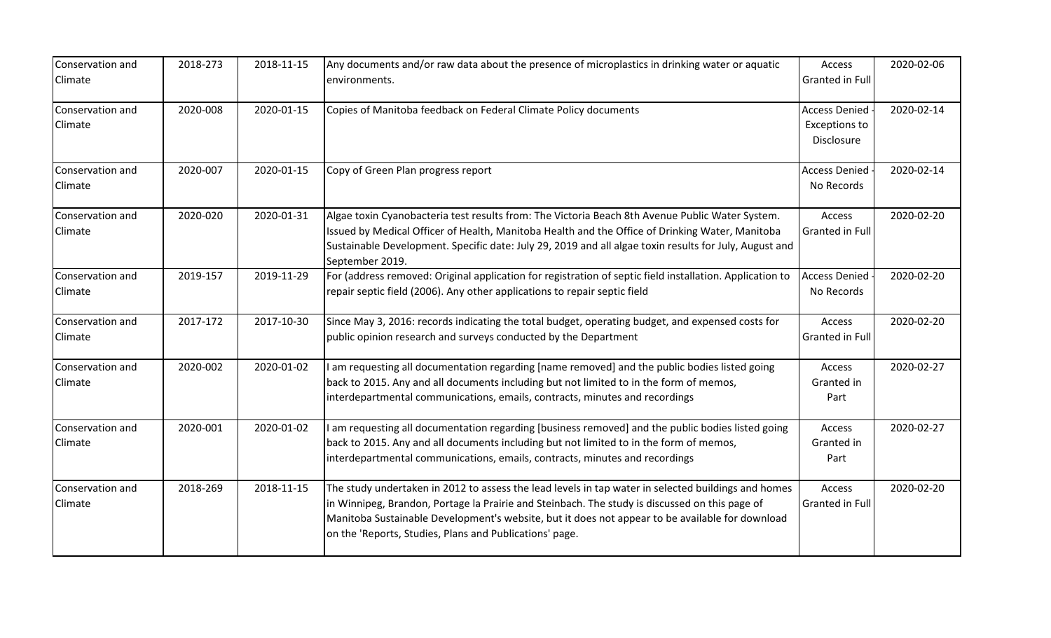| | | | | | |
|---|---|---|---|---|---|
| Conservation and Climate | 2018-273 | 2018-11-15 | Any documents and/or raw data about the presence of microplastics in drinking water or aquatic environments. | Access Granted in Full | 2020-02-06 |
| Conservation and Climate | 2020-008 | 2020-01-15 | Copies of Manitoba feedback on Federal Climate Policy documents | Access Denied - Exceptions to Disclosure | 2020-02-14 |
| Conservation and Climate | 2020-007 | 2020-01-15 | Copy of Green Plan progress report | Access Denied - No Records | 2020-02-14 |
| Conservation and Climate | 2020-020 | 2020-01-31 | Algae toxin Cyanobacteria test results from: The Victoria Beach 8th Avenue Public Water System. Issued by Medical Officer of Health, Manitoba Health and the Office of Drinking Water, Manitoba Sustainable Development. Specific date: July 29, 2019 and all algae toxin results for July, August and September 2019. | Access Granted in Full | 2020-02-20 |
| Conservation and Climate | 2019-157 | 2019-11-29 | For (address removed: Original application for registration of septic field installation. Application to repair septic field (2006). Any other applications to repair septic field | Access Denied - No Records | 2020-02-20 |
| Conservation and Climate | 2017-172 | 2017-10-30 | Since May 3, 2016: records indicating the total budget, operating budget, and expensed costs for public opinion research and surveys conducted by the Department | Access Granted in Full | 2020-02-20 |
| Conservation and Climate | 2020-002 | 2020-01-02 | I am requesting all documentation regarding [name removed] and the public bodies listed going back to 2015. Any and all documents including but not limited to in the form of memos, interdepartmental communications, emails, contracts, minutes and recordings | Access Granted in Part | 2020-02-27 |
| Conservation and Climate | 2020-001 | 2020-01-02 | I am requesting all documentation regarding [business removed] and the public bodies listed going back to 2015. Any and all documents including but not limited to in the form of memos, interdepartmental communications, emails, contracts, minutes and recordings | Access Granted in Part | 2020-02-27 |
| Conservation and Climate | 2018-269 | 2018-11-15 | The study undertaken in 2012 to assess the lead levels in tap water in selected buildings and homes in Winnipeg, Brandon, Portage la Prairie and Steinbach. The study is discussed on this page of Manitoba Sustainable Development's website, but it does not appear to be available for download on the 'Reports, Studies, Plans and Publications' page. | Access Granted in Full | 2020-02-20 |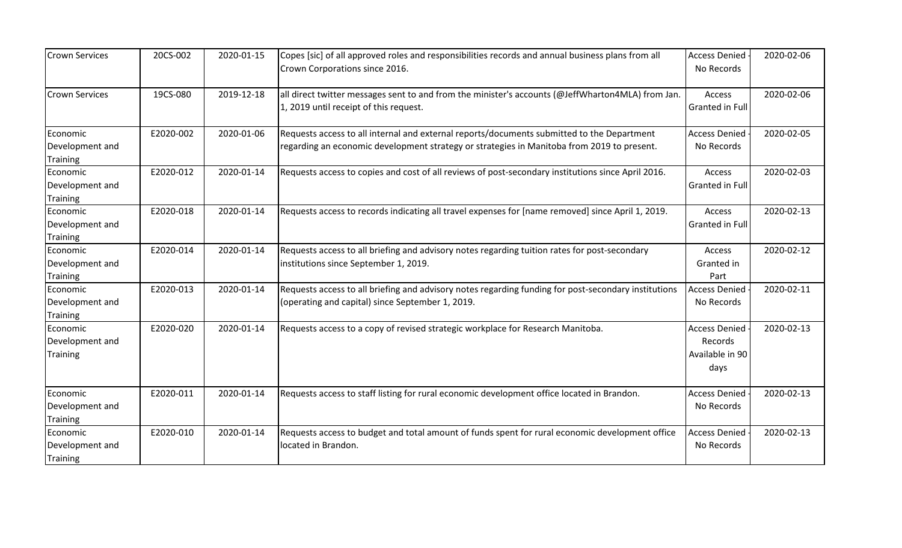| Crown Services | 20CS-002 | 2020-01-15 | Copes [sic] of all approved roles and responsibilities records and annual business plans from all Crown Corporations since 2016. | Access Denied - No Records | 2020-02-06 |
|---|---|---|---|---|---|
| Crown Services | 19CS-080 | 2019-12-18 | all direct twitter messages sent to and from the minister's accounts (@JeffWharton4MLA) from Jan. 1, 2019 until receipt of this request. | Access Granted in Full | 2020-02-06 |
| Economic Development and Training | E2020-002 | 2020-01-06 | Requests access to all internal and external reports/documents submitted to the Department regarding an economic development strategy or strategies in Manitoba from 2019 to present. | Access Denied - No Records | 2020-02-05 |
| Economic Development and Training | E2020-012 | 2020-01-14 | Requests access to copies and cost of all reviews of post-secondary institutions since April 2016. | Access Granted in Full | 2020-02-03 |
| Economic Development and Training | E2020-018 | 2020-01-14 | Requests access to records indicating all travel expenses for [name removed] since April 1, 2019. | Access Granted in Full | 2020-02-13 |
| Economic Development and Training | E2020-014 | 2020-01-14 | Requests access to all briefing and advisory notes regarding tuition rates for post-secondary institutions since September 1, 2019. | Access Granted in Part | 2020-02-12 |
| Economic Development and Training | E2020-013 | 2020-01-14 | Requests access to all briefing and advisory notes regarding funding for post-secondary institutions (operating and capital) since September 1, 2019. | Access Denied - No Records | 2020-02-11 |
| Economic Development and Training | E2020-020 | 2020-01-14 | Requests access to a copy of revised strategic workplace for Research Manitoba. | Access Denied - Records Available in 90 days | 2020-02-13 |
| Economic Development and Training | E2020-011 | 2020-01-14 | Requests access to staff listing for rural economic development office located in Brandon. | Access Denied - No Records | 2020-02-13 |
| Economic Development and Training | E2020-010 | 2020-01-14 | Requests access to budget and total amount of funds spent for rural economic development office located in Brandon. | Access Denied - No Records | 2020-02-13 |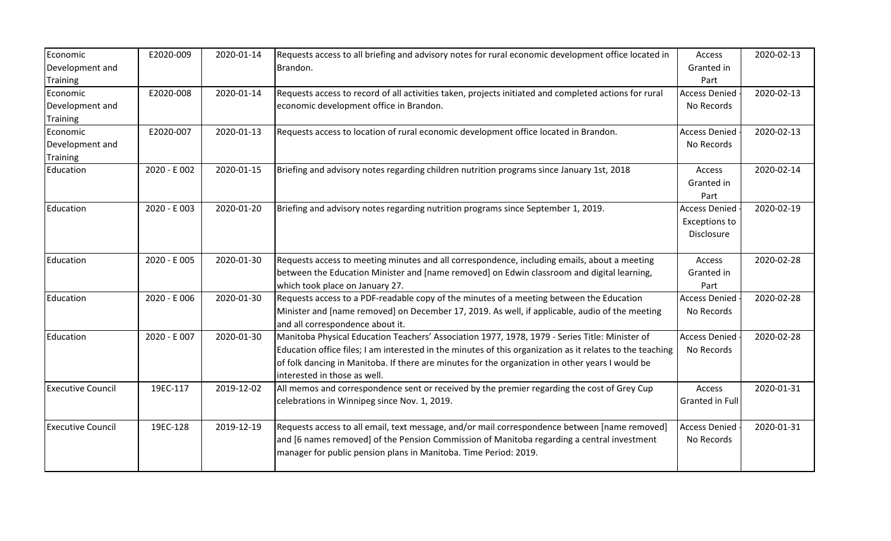| Economic Development and Training | E2020-009 | 2020-01-14 | Requests access to all briefing and advisory notes for rural economic development office located in Brandon. | Access Granted in Part | 2020-02-13 |
|---|---|---|---|---|---|
| Economic Development and Training | E2020-008 | 2020-01-14 | Requests access to record of all activities taken, projects initiated and completed actions for rural economic development office in Brandon. | Access Denied - No Records | 2020-02-13 |
| Economic Development and Training | E2020-007 | 2020-01-13 | Requests access to location of rural economic development office located in Brandon. | Access Denied - No Records | 2020-02-13 |
| Education | 2020 - E 002 | 2020-01-15 | Briefing and advisory notes regarding children nutrition programs since January 1st, 2018 | Access Granted in Part | 2020-02-14 |
| Education | 2020 - E 003 | 2020-01-20 | Briefing and advisory notes regarding nutrition programs since September 1, 2019. | Access Denied - Exceptions to Disclosure | 2020-02-19 |
| Education | 2020 - E 005 | 2020-01-30 | Requests access to meeting minutes and all correspondence, including emails, about a meeting between the Education Minister and [name removed] on Edwin classroom and digital learning, which took place on January 27. | Access Granted in Part | 2020-02-28 |
| Education | 2020 - E 006 | 2020-01-30 | Requests access to a PDF-readable copy of the minutes of a meeting between the Education Minister and [name removed] on December 17, 2019. As well, if applicable, audio of the meeting and all correspondence about it. | Access Denied - No Records | 2020-02-28 |
| Education | 2020 - E 007 | 2020-01-30 | Manitoba Physical Education Teachers' Association 1977, 1978, 1979 - Series Title: Minister of Education office files; I am interested in the minutes of this organization as it relates to the teaching of folk dancing in Manitoba. If there are minutes for the organization in other years I would be interested in those as well. | Access Denied - No Records | 2020-02-28 |
| Executive Council | 19EC-117 | 2019-12-02 | All memos and correspondence sent or received by the premier regarding the cost of Grey Cup celebrations in Winnipeg since Nov. 1, 2019. | Access Granted in Full | 2020-01-31 |
| Executive Council | 19EC-128 | 2019-12-19 | Requests access to all email, text message, and/or mail correspondence between [name removed] and [6 names removed] of the Pension Commission of Manitoba regarding a central investment manager for public pension plans in Manitoba. Time Period: 2019. | Access Denied - No Records | 2020-01-31 |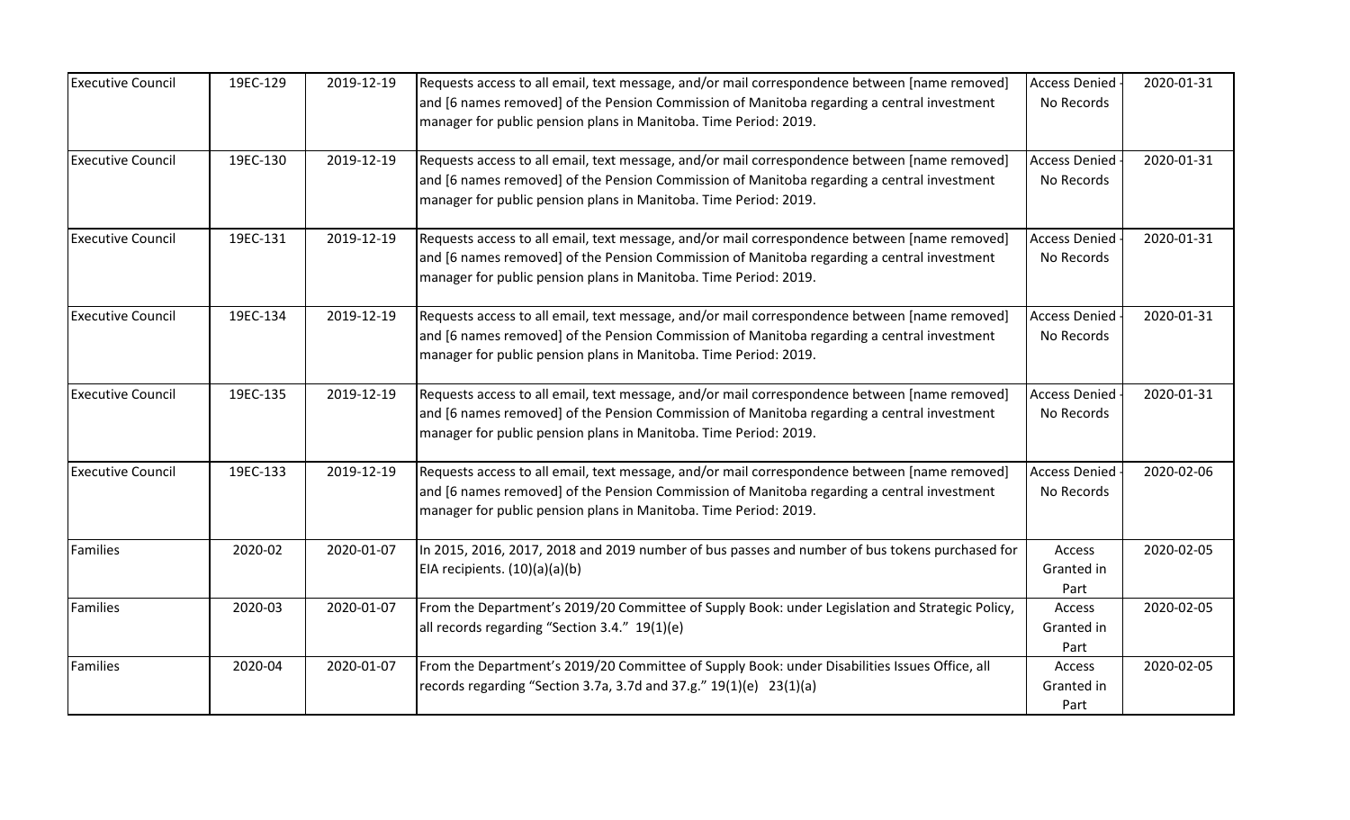| Executive Council | 19EC-129 | 2019-12-19 | Requests access to all email, text message, and/or mail correspondence between [name removed] and [6 names removed] of the Pension Commission of Manitoba regarding a central investment manager for public pension plans in Manitoba. Time Period: 2019. | Access Denied - No Records | 2020-01-31 |
|---|---|---|---|---|---|
| Executive Council | 19EC-130 | 2019-12-19 | Requests access to all email, text message, and/or mail correspondence between [name removed] and [6 names removed] of the Pension Commission of Manitoba regarding a central investment manager for public pension plans in Manitoba. Time Period: 2019. | Access Denied - No Records | 2020-01-31 |
| Executive Council | 19EC-131 | 2019-12-19 | Requests access to all email, text message, and/or mail correspondence between [name removed] and [6 names removed] of the Pension Commission of Manitoba regarding a central investment manager for public pension plans in Manitoba. Time Period: 2019. | Access Denied - No Records | 2020-01-31 |
| Executive Council | 19EC-134 | 2019-12-19 | Requests access to all email, text message, and/or mail correspondence between [name removed] and [6 names removed] of the Pension Commission of Manitoba regarding a central investment manager for public pension plans in Manitoba. Time Period: 2019. | Access Denied - No Records | 2020-01-31 |
| Executive Council | 19EC-135 | 2019-12-19 | Requests access to all email, text message, and/or mail correspondence between [name removed] and [6 names removed] of the Pension Commission of Manitoba regarding a central investment manager for public pension plans in Manitoba. Time Period: 2019. | Access Denied - No Records | 2020-01-31 |
| Executive Council | 19EC-133 | 2019-12-19 | Requests access to all email, text message, and/or mail correspondence between [name removed] and [6 names removed] of the Pension Commission of Manitoba regarding a central investment manager for public pension plans in Manitoba. Time Period: 2019. | Access Denied - No Records | 2020-02-06 |
| Families | 2020-02 | 2020-01-07 | In 2015, 2016, 2017, 2018 and 2019 number of bus passes and number of bus tokens purchased for EIA recipients. (10)(a)(a)(b) | Access Granted in Part | 2020-02-05 |
| Families | 2020-03 | 2020-01-07 | From the Department's 2019/20 Committee of Supply Book: under Legislation and Strategic Policy, all records regarding "Section 3.4." 19(1)(e) | Access Granted in Part | 2020-02-05 |
| Families | 2020-04 | 2020-01-07 | From the Department's 2019/20 Committee of Supply Book: under Disabilities Issues Office, all records regarding "Section 3.7a, 3.7d and 37.g." 19(1)(e) 23(1)(a) | Access Granted in Part | 2020-02-05 |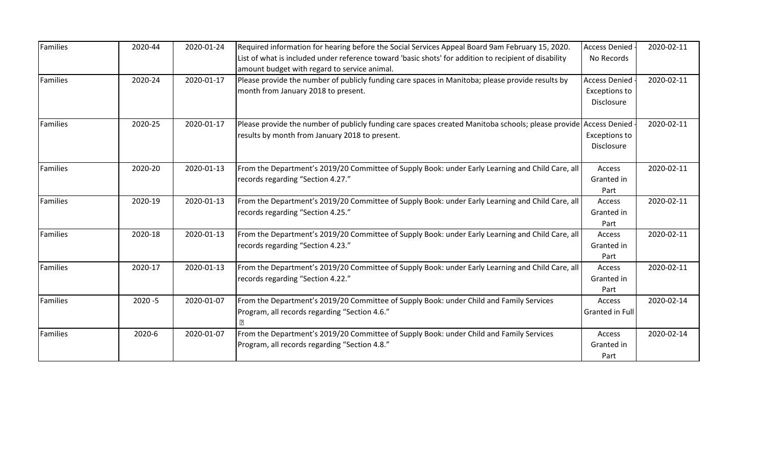| | | | | | |
|---|---|---|---|---|---|
| Families | 2020-44 | 2020-01-24 | Required information for hearing before the Social Services Appeal Board 9am February 15, 2020. List of what is included under reference toward 'basic shots' for addition to recipient of disability amount budget with regard to service animal. | Access Denied - No Records | 2020-02-11 |
| Families | 2020-24 | 2020-01-17 | Please provide the number of publicly funding care spaces in Manitoba; please provide results by month from January 2018 to present. | Access Denied - Exceptions to Disclosure | 2020-02-11 |
| Families | 2020-25 | 2020-01-17 | Please provide the number of publicly funding care spaces created Manitoba schools; please provide results by month from January 2018 to present. | Access Denied - Exceptions to Disclosure | 2020-02-11 |
| Families | 2020-20 | 2020-01-13 | From the Department's 2019/20 Committee of Supply Book: under Early Learning and Child Care, all records regarding "Section 4.27." | Access Granted in Part | 2020-02-11 |
| Families | 2020-19 | 2020-01-13 | From the Department's 2019/20 Committee of Supply Book: under Early Learning and Child Care, all records regarding "Section 4.25." | Access Granted in Part | 2020-02-11 |
| Families | 2020-18 | 2020-01-13 | From the Department's 2019/20 Committee of Supply Book: under Early Learning and Child Care, all records regarding "Section 4.23." | Access Granted in Part | 2020-02-11 |
| Families | 2020-17 | 2020-01-13 | From the Department's 2019/20 Committee of Supply Book: under Early Learning and Child Care, all records regarding "Section 4.22." | Access Granted in Part | 2020-02-11 |
| Families | 2020 -5 | 2020-01-07 | From the Department's 2019/20 Committee of Supply Book: under Child and Family Services Program, all records regarding "Section 4.6." | Access Granted in Full | 2020-02-14 |
| Families | 2020-6 | 2020-01-07 | From the Department's 2019/20 Committee of Supply Book: under Child and Family Services Program, all records regarding "Section 4.8." | Access Granted in Part | 2020-02-14 |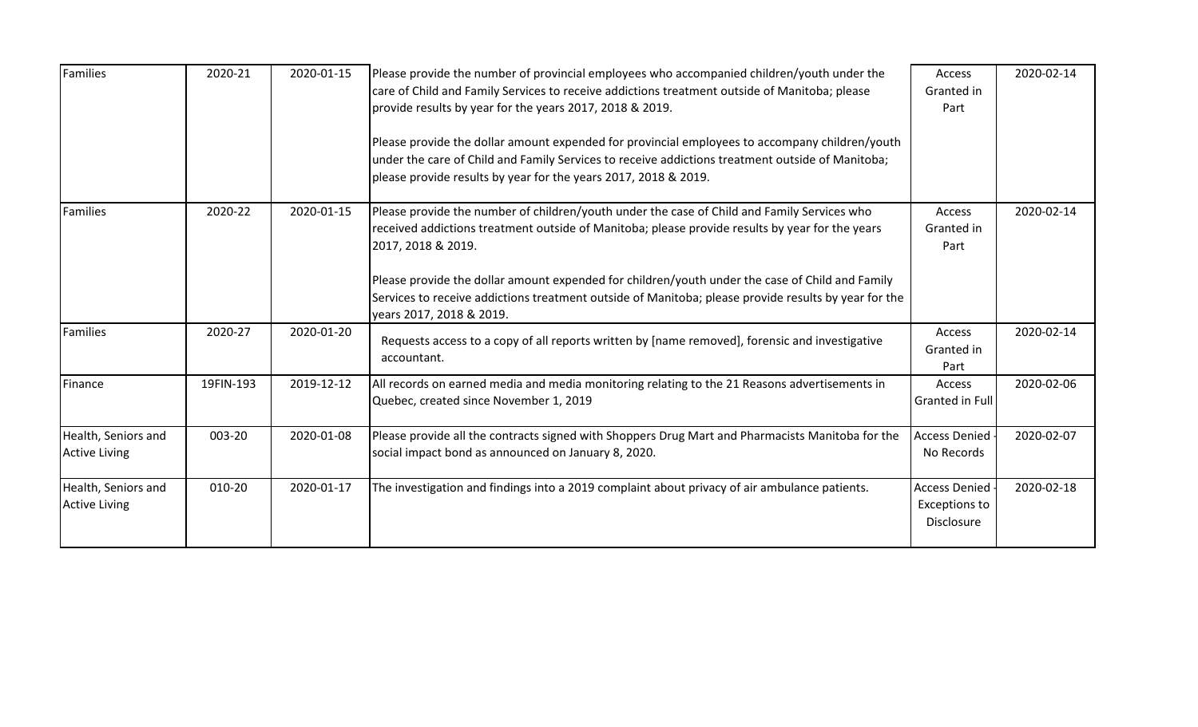| Families | 2020-21 | 2020-01-15 | Please provide the number of provincial employees who accompanied children/youth under the care of Child and Family Services to receive addictions treatment outside of Manitoba; please provide results by year for the years 2017, 2018 & 2019.<br><br>Please provide the dollar amount expended for provincial employees to accompany children/youth under the care of Child and Family Services to receive addictions treatment outside of Manitoba; please provide results by year for the years 2017, 2018 & 2019. | Access Granted in Part | 2020-02-14 |
|---|---|---|---|---|---|
| Families | 2020-22 | 2020-01-15 | Please provide the number of children/youth under the case of Child and Family Services who received addictions treatment outside of Manitoba; please provide results by year for the years 2017, 2018 & 2019.<br><br>Please provide the dollar amount expended for children/youth under the case of Child and Family Services to receive addictions treatment outside of Manitoba; please provide results by year for the years 2017, 2018 & 2019. | Access Granted in Part | 2020-02-14 |
| Families | 2020-27 | 2020-01-20 | Requests access to a copy of all reports written by [name removed], forensic and investigative accountant. | Access Granted in Part | 2020-02-14 |
| Finance | 19FIN-193 | 2019-12-12 | All records on earned media and media monitoring relating to the 21 Reasons advertisements in Quebec, created since November 1, 2019 | Access Granted in Full | 2020-02-06 |
| Health, Seniors and Active Living | 003-20 | 2020-01-08 | Please provide all the contracts signed with Shoppers Drug Mart and Pharmacists Manitoba for the social impact bond as announced on January 8, 2020. | Access Denied - No Records | 2020-02-07 |
| Health, Seniors and Active Living | 010-20 | 2020-01-17 | The investigation and findings into a 2019 complaint about privacy of air ambulance patients. | Access Denied - Exceptions to Disclosure | 2020-02-18 |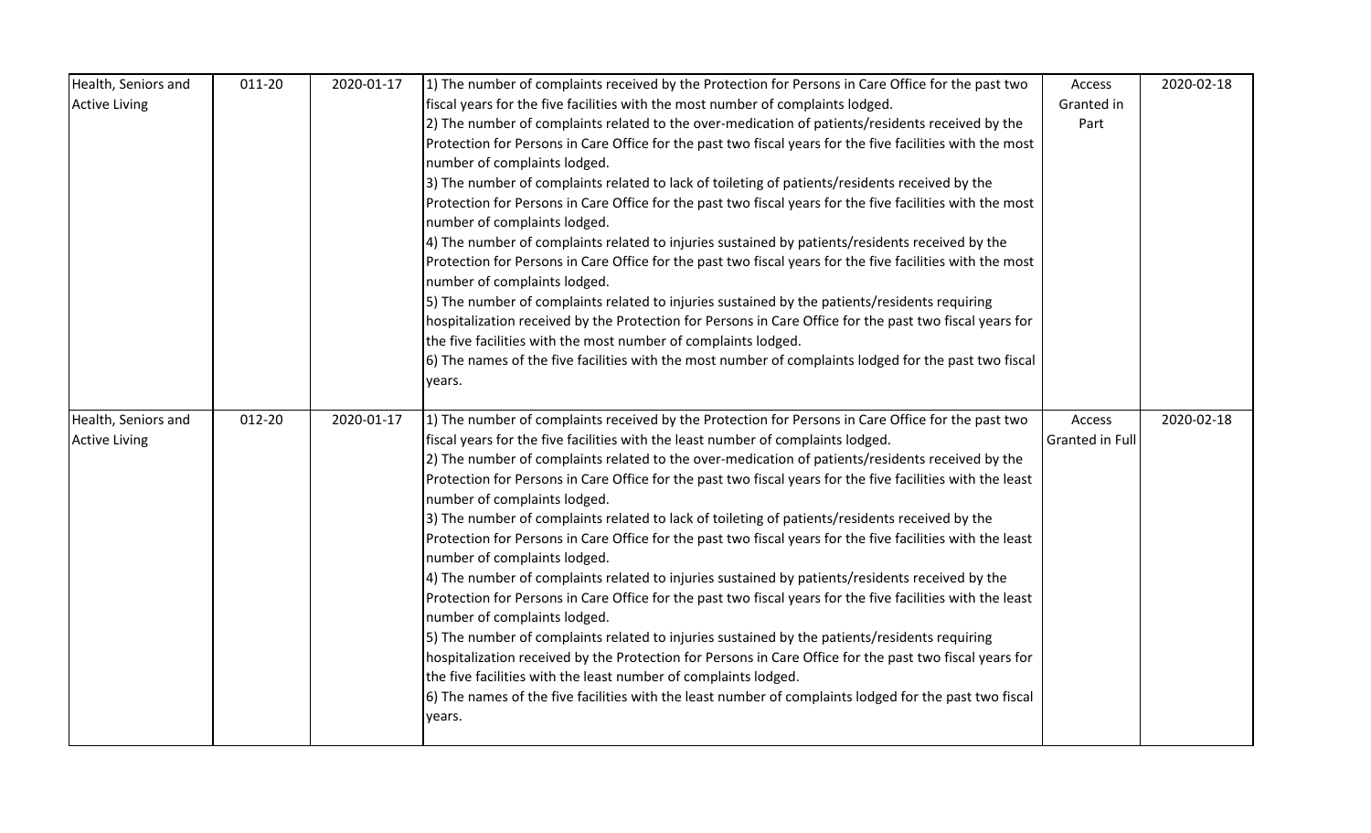| | | | | | |
|---|---|---|---|---|---|
| Health, Seniors and Active Living | 011-20 | 2020-01-17 | 1) The number of complaints received by the Protection for Persons in Care Office for the past two fiscal years for the five facilities with the most number of complaints lodged.<br>2) The number of complaints related to the over-medication of patients/residents received by the Protection for Persons in Care Office for the past two fiscal years for the five facilities with the most number of complaints lodged.<br>3) The number of complaints related to lack of toileting of patients/residents received by the Protection for Persons in Care Office for the past two fiscal years for the five facilities with the most number of complaints lodged.<br>4) The number of complaints related to injuries sustained by patients/residents received by the Protection for Persons in Care Office for the past two fiscal years for the five facilities with the most number of complaints lodged.<br>5) The number of complaints related to injuries sustained by the patients/residents requiring hospitalization received by the Protection for Persons in Care Office for the past two fiscal years for the five facilities with the most number of complaints lodged.<br>6) The names of the five facilities with the most number of complaints lodged for the past two fiscal years. | Access Granted in Part | 2020-02-18 |
| Health, Seniors and Active Living | 012-20 | 2020-01-17 | 1) The number of complaints received by the Protection for Persons in Care Office for the past two fiscal years for the five facilities with the least number of complaints lodged.<br>2) The number of complaints related to the over-medication of patients/residents received by the Protection for Persons in Care Office for the past two fiscal years for the five facilities with the least number of complaints lodged.<br>3) The number of complaints related to lack of toileting of patients/residents received by the Protection for Persons in Care Office for the past two fiscal years for the five facilities with the least number of complaints lodged.<br>4) The number of complaints related to injuries sustained by patients/residents received by the Protection for Persons in Care Office for the past two fiscal years for the five facilities with the least number of complaints lodged.<br>5) The number of complaints related to injuries sustained by the patients/residents requiring hospitalization received by the Protection for Persons in Care Office for the past two fiscal years for the five facilities with the least number of complaints lodged.<br>6) The names of the five facilities with the least number of complaints lodged for the past two fiscal years. | Access Granted in Full | 2020-02-18 |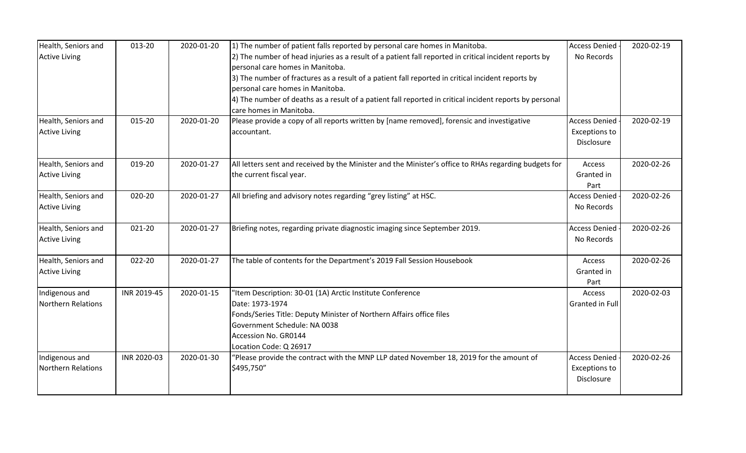| | | | | | |
|---|---|---|---|---|---|
| Health, Seniors and Active Living | 013-20 | 2020-01-20 | 1) The number of patient falls reported by personal care homes in Manitoba.<br>2) The number of head injuries as a result of a patient fall reported in critical incident reports by personal care homes in Manitoba.<br>3) The number of fractures as a result of a patient fall reported in critical incident reports by personal care homes in Manitoba.<br>4) The number of deaths as a result of a patient fall reported in critical incident reports by personal care homes in Manitoba. | Access Denied - No Records | 2020-02-19 |
| Health, Seniors and Active Living | 015-20 | 2020-01-20 | Please provide a copy of all reports written by [name removed], forensic and investigative accountant. | Access Denied - Exceptions to Disclosure | 2020-02-19 |
| Health, Seniors and Active Living | 019-20 | 2020-01-27 | All letters sent and received by the Minister and the Minister's office to RHAs regarding budgets for the current fiscal year. | Access Granted in Part | 2020-02-26 |
| Health, Seniors and Active Living | 020-20 | 2020-01-27 | All briefing and advisory notes regarding "grey listing" at HSC. | Access Denied - No Records | 2020-02-26 |
| Health, Seniors and Active Living | 021-20 | 2020-01-27 | Briefing notes, regarding private diagnostic imaging since September 2019. | Access Denied - No Records | 2020-02-26 |
| Health, Seniors and Active Living | 022-20 | 2020-01-27 | The table of contents for the Department's 2019 Fall Session Housebook | Access Granted in Part | 2020-02-26 |
| Indigenous and Northern Relations | INR 2019-45 | 2020-01-15 | "Item Description: 30-01 (1A) Arctic Institute Conference<br>Date: 1973-1974<br>Fonds/Series Title: Deputy Minister of Northern Affairs office files<br>Government Schedule: NA 0038<br>Accession No. GR0144<br>Location Code: Q 26917 | Access Granted in Full | 2020-02-03 |
| Indigenous and Northern Relations | INR 2020-03 | 2020-01-30 | "Please provide the contract with the MNP LLP dated November 18, 2019 for the amount of $495,750" | Access Denied - Exceptions to Disclosure | 2020-02-26 |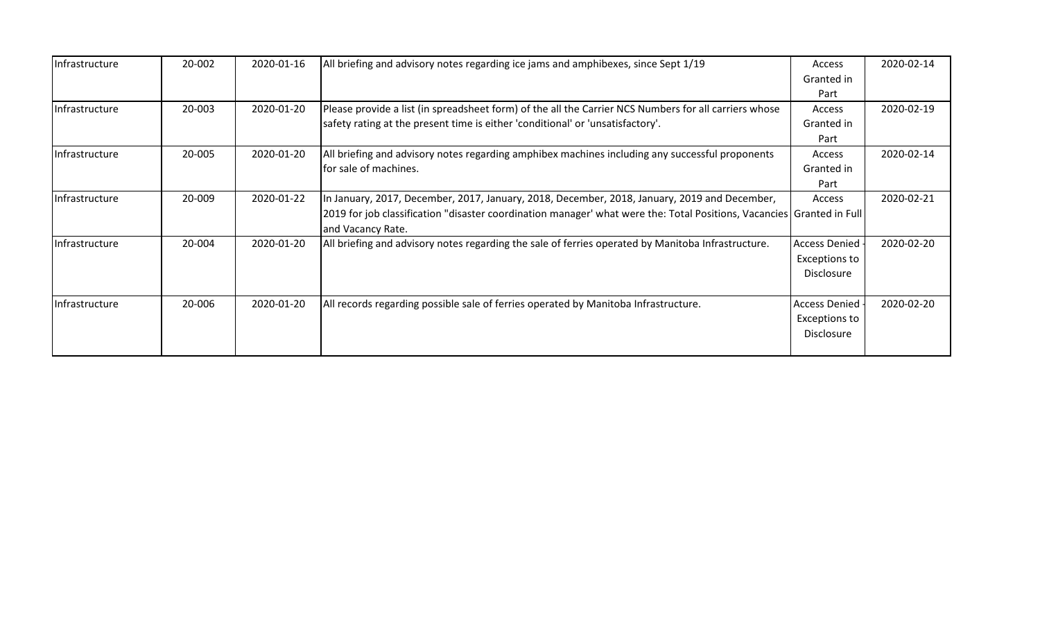| Infrastructure | 20-002 | 2020-01-16 | All briefing and advisory notes regarding ice jams and amphibexes, since Sept 1/19 | Access Granted in Part | 2020-02-14 |
|---|---|---|---|---|---|
| Infrastructure | 20-003 | 2020-01-20 | Please provide a list (in spreadsheet form) of the all the Carrier NCS Numbers for all carriers whose safety rating at the present time is either 'conditional' or 'unsatisfactory'. | Access Granted in Part | 2020-02-19 |
| Infrastructure | 20-005 | 2020-01-20 | All briefing and advisory notes regarding amphibex machines including any successful proponents for sale of machines. | Access Granted in Part | 2020-02-14 |
| Infrastructure | 20-009 | 2020-01-22 | In January, 2017, December, 2017, January, 2018, December, 2018, January, 2019 and December, 2019 for job classification "disaster coordination manager' what were the: Total Positions, Vacancies and Vacancy Rate. | Access Granted in Full | 2020-02-21 |
| Infrastructure | 20-004 | 2020-01-20 | All briefing and advisory notes regarding the sale of ferries operated by Manitoba Infrastructure. | Access Denied - Exceptions to Disclosure | 2020-02-20 |
| Infrastructure | 20-006 | 2020-01-20 | All records regarding possible sale of ferries operated by Manitoba Infrastructure. | Access Denied - Exceptions to Disclosure | 2020-02-20 |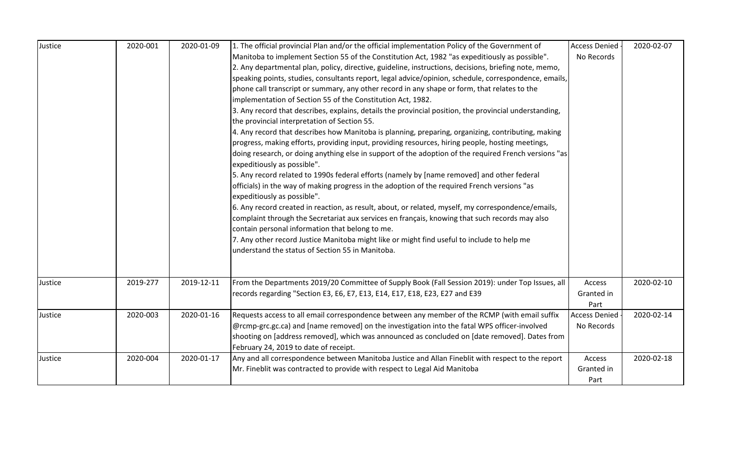| | | | | | |
|---|---|---|---|---|---|
| Justice | 2020-001 | 2020-01-09 | 1. The official provincial Plan and/or the official implementation Policy of the Government of Manitoba to implement Section 55 of the Constitution Act, 1982 "as expeditiously as possible".<br>2. Any departmental plan, policy, directive, guideline, instructions, decisions, briefing note, memo, speaking points, studies, consultants report, legal advice/opinion, schedule, correspondence, emails, phone call transcript or summary, any other record in any shape or form, that relates to the implementation of Section 55 of the Constitution Act, 1982.<br>3. Any record that describes, explains, details the provincial position, the provincial understanding, the provincial interpretation of Section 55.<br>4. Any record that describes how Manitoba is planning, preparing, organizing, contributing, making progress, making efforts, providing input, providing resources, hiring people, hosting meetings, doing research, or doing anything else in support of the adoption of the required French versions "as expeditiously as possible".<br>5. Any record related to 1990s federal efforts (namely by [name removed] and other federal officials) in the way of making progress in the adoption of the required French versions "as expeditiously as possible".<br>6. Any record created in reaction, as result, about, or related, myself, my correspondence/emails, complaint through the Secretariat aux services en français, knowing that such records may also contain personal information that belong to me.<br>7. Any other record Justice Manitoba might like or might find useful to include to help me understand the status of Section 55 in Manitoba. | Access Denied - No Records | 2020-02-07 |
| Justice | 2019-277 | 2019-12-11 | From the Departments 2019/20 Committee of Supply Book (Fall Session 2019): under Top Issues, all records regarding "Section E3, E6, E7, E13, E14, E17, E18, E23, E27 and E39 | Access Granted in Part | 2020-02-10 |
| Justice | 2020-003 | 2020-01-16 | Requests access to all email correspondence between any member of the RCMP (with email suffix @rcmp-grc.gc.ca) and [name removed] on the investigation into the fatal WPS officer-involved shooting on [address removed], which was announced as concluded on [date removed]. Dates from February 24, 2019 to date of receipt. | Access Denied - No Records | 2020-02-14 |
| Justice | 2020-004 | 2020-01-17 | Any and all correspondence between Manitoba Justice and Allan Fineblit with respect to the report Mr. Fineblit was contracted to provide with respect to Legal Aid Manitoba | Access Granted in Part | 2020-02-18 |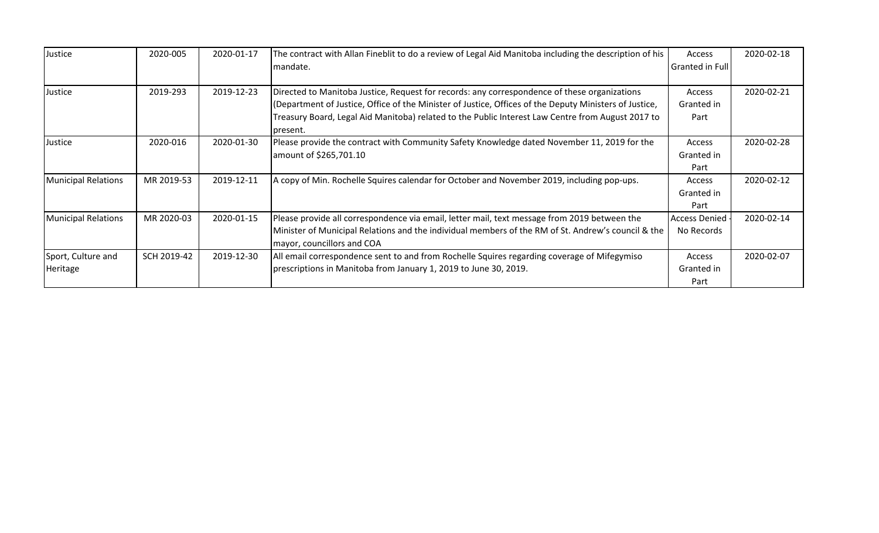| | | | | | |
|---|---|---|---|---|---|
| Justice | 2020-005 | 2020-01-17 | The contract with Allan Fineblit to do a review of Legal Aid Manitoba including the description of his mandate. | Access Granted in Full | 2020-02-18 |
| Justice | 2019-293 | 2019-12-23 | Directed to Manitoba Justice, Request for records: any correspondence of these organizations (Department of Justice, Office of the Minister of Justice, Offices of the Deputy Ministers of Justice, Treasury Board, Legal Aid Manitoba) related to the Public Interest Law Centre from August 2017 to present. | Access Granted in Part | 2020-02-21 |
| Justice | 2020-016 | 2020-01-30 | Please provide the contract with Community Safety Knowledge dated November 11, 2019 for the amount of $265,701.10 | Access Granted in Part | 2020-02-28 |
| Municipal Relations | MR 2019-53 | 2019-12-11 | A copy of Min. Rochelle Squires calendar for October and November 2019, including pop-ups. | Access Granted in Part | 2020-02-12 |
| Municipal Relations | MR 2020-03 | 2020-01-15 | Please provide all correspondence via email, letter mail, text message from 2019 between the Minister of Municipal Relations and the individual members of the RM of St. Andrew's council & the mayor, councillors and COA | Access Denied - No Records | 2020-02-14 |
| Sport, Culture and Heritage | SCH 2019-42 | 2019-12-30 | All email correspondence sent to and from Rochelle Squires regarding coverage of Mifegymiso prescriptions in Manitoba from January 1, 2019 to June 30, 2019. | Access Granted in Part | 2020-02-07 |